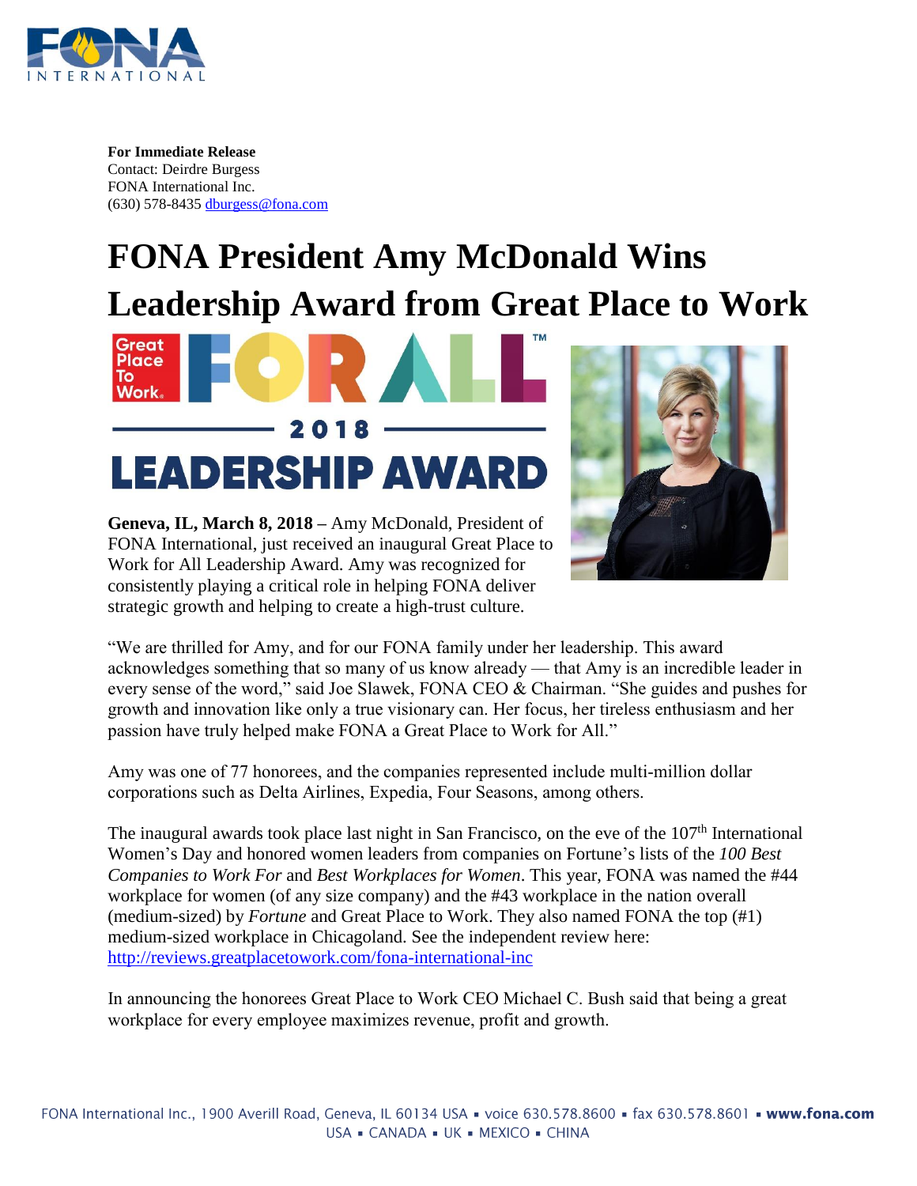**For Immediate Release**
Contact: Deirdre Burgess
FONA International Inc.
(630) 578-8435 dburgess@fona.com

# FONA President Amy McDonald Wins Leadership Award from Great Place to Work

**Geneva, IL, March 8, 2018 –** Amy McDonald, President of FONA International, just received an inaugural Great Place to Work for All Leadership Award. Amy was recognized for consistently playing a critical role in helping FONA deliver strategic growth and helping to create a high-trust culture.

"We are thrilled for Amy, and for our FONA family under her leadership. This award acknowledges something that so many of us know already — that Amy is an incredible leader in every sense of the word," said Joe Slawek, FONA CEO & Chairman. "She guides and pushes for growth and innovation like only a true visionary can. Her focus, her tireless enthusiasm and her passion have truly helped make FONA a Great Place to Work for All."

Amy was one of 77 honorees, and the companies represented include multi-million dollar corporations such as Delta Airlines, Expedia, Four Seasons, among others.

The inaugural awards took place last night in San Francisco, on the eve of the 107th International Women's Day and honored women leaders from companies on Fortune's lists of the *100 Best Companies to Work For* and *Best Workplaces for Women*. This year, FONA was named the #44 workplace for women (of any size company) and the #43 workplace in the nation overall (medium-sized) by *Fortune* and Great Place to Work. They also named FONA the top (#1) medium-sized workplace in Chicagoland. See the independent review here: http://reviews.greatplacetowork.com/fona-international-inc

In announcing the honorees Great Place to Work CEO Michael C. Bush said that being a great workplace for every employee maximizes revenue, profit and growth.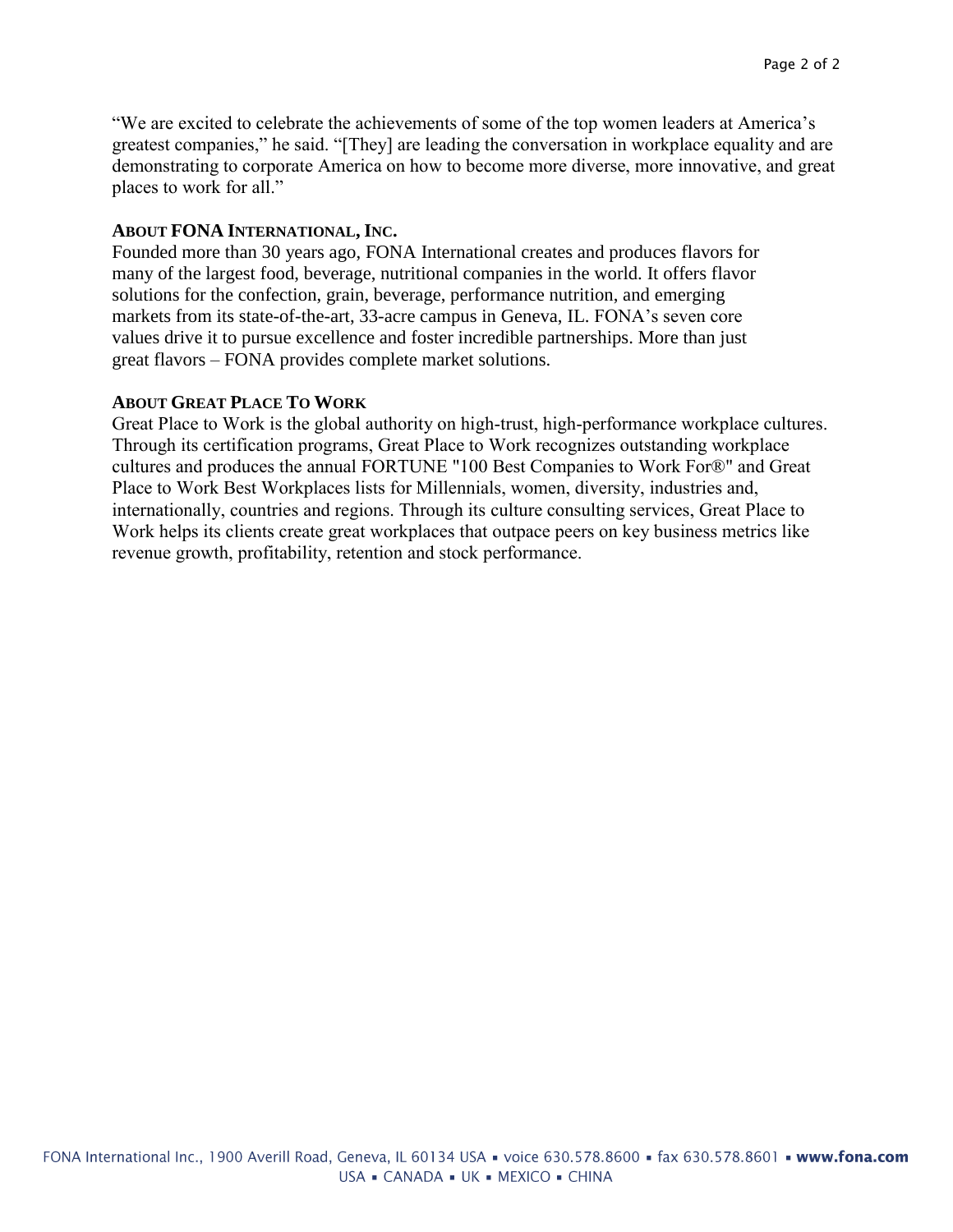"We are excited to celebrate the achievements of some of the top women leaders at America's greatest companies," he said. "[They] are leading the conversation in workplace equality and are demonstrating to corporate America on how to become more diverse, more innovative, and great places to work for all."

**ABOUT FONA INTERNATIONAL, INC.**

Founded more than 30 years ago, FONA International creates and produces flavors for many of the largest food, beverage, nutritional companies in the world. It offers flavor solutions for the confection, grain, beverage, performance nutrition, and emerging markets from its state-of-the-art, 33-acre campus in Geneva, IL. FONA's seven core values drive it to pursue excellence and foster incredible partnerships. More than just great flavors – FONA provides complete market solutions.

**ABOUT GREAT PLACE TO WORK**

Great Place to Work is the global authority on high-trust, high-performance workplace cultures. Through its certification programs, Great Place to Work recognizes outstanding workplace cultures and produces the annual FORTUNE "100 Best Companies to Work For®" and Great Place to Work Best Workplaces lists for Millennials, women, diversity, industries and, internationally, countries and regions. Through its culture consulting services, Great Place to Work helps its clients create great workplaces that outpace peers on key business metrics like revenue growth, profitability, retention and stock performance.

FONA International Inc., 1900 Averill Road, Geneva, IL 60134 USA ▪ voice 630.578.8600 ▪ fax 630.578.8601 ▪ **www.fona.com**
USA ▪ CANADA ▪ UK ▪ MEXICO ▪ CHINA